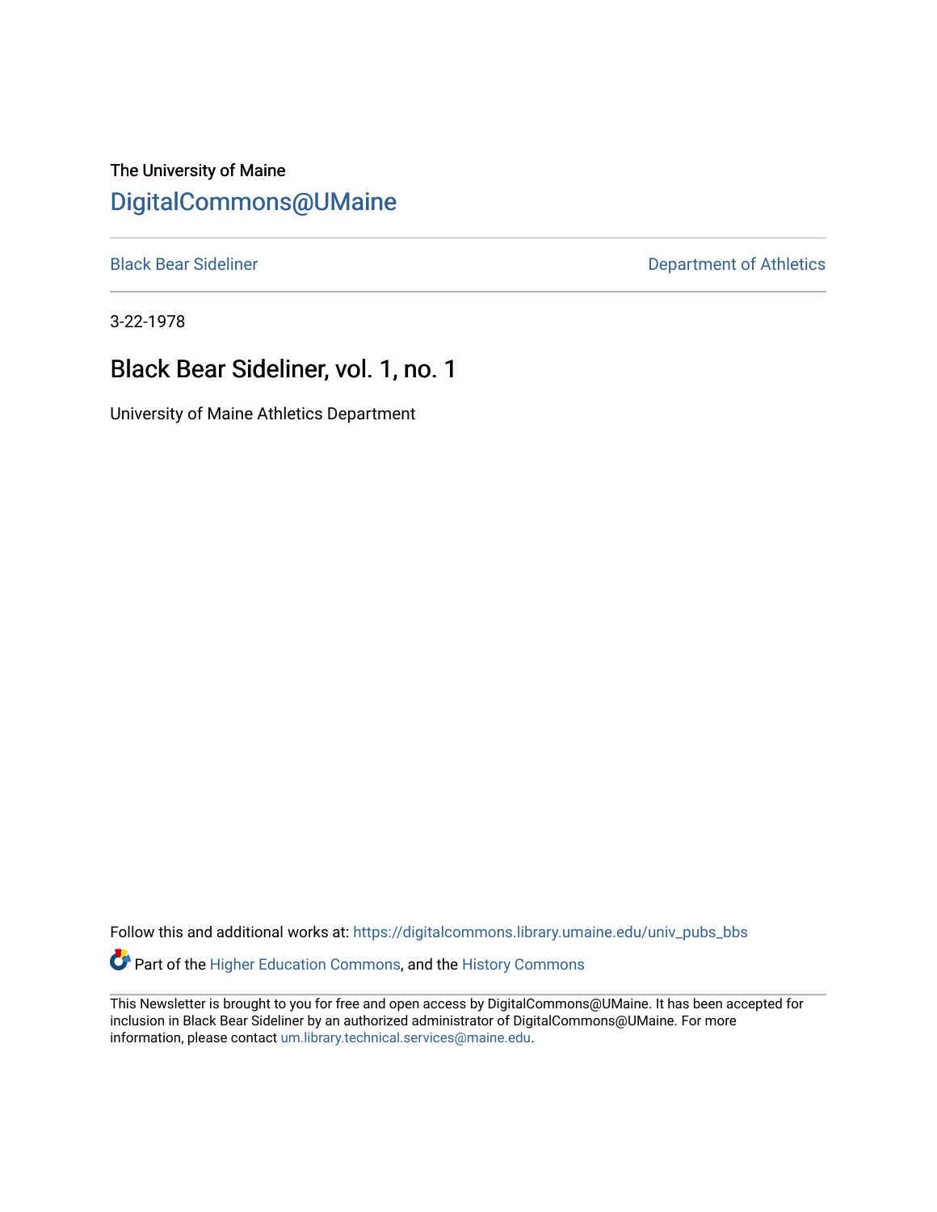The University of Maine

DigitalCommons@UMaine

Black Bear Sideliner

Department of Athletics

3-22-1978

# Black Bear Sideliner, vol. 1, no. 1

University of Maine Athletics Department

Follow this and additional works at: https://digitalcommons.library.umaine.edu/univ_pubs_bbs

Part of the Higher Education Commons, and the History Commons

This Newsletter is brought to you for free and open access by DigitalCommons@UMaine. It has been accepted for inclusion in Black Bear Sideliner by an authorized administrator of DigitalCommons@UMaine. For more information, please contact um.library.technical.services@maine.edu.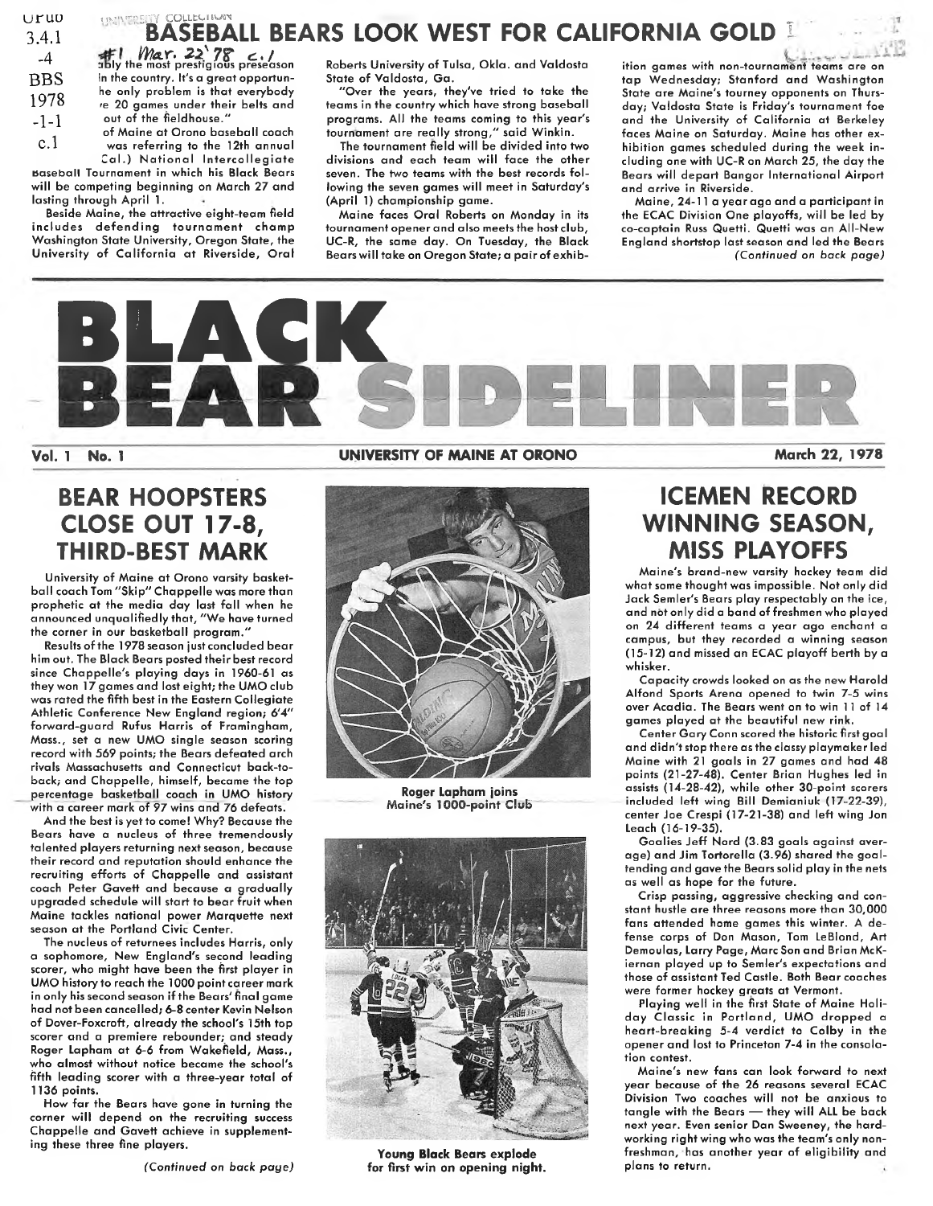# BASEBALL BEARS LOOK WEST FOR CALIFORNIA GOLD

...ably the most prestigious preseason in the country. It's a great opportun... he only problem is that everybody ...e 20 games under their belts and out of the fieldhouse."

...of Maine at Orono baseball coach was referring to the 12th annual ...Cal.) National Intercollegiate Baseball Tournament in which his Black Bears will be competing beginning on March 27 and lasting through April 1.

Beside Maine, the attractive eight-team field includes defending tournament champ Washington State University, Oregon State, the University of California at Riverside, Oral Roberts University of Tulsa, Okla. and Valdosta State of Valdosta, Ga.

"Over the years, they've tried to take the teams in the country which have strong baseball programs. All the teams coming to this year's tournament are really strong," said Winkin.

The tournament field will be divided into two divisions and each team will face the other seven. The two teams with the best records following the seven games will meet in Saturday's (April 1) championship game.

Maine faces Oral Roberts on Monday in its tournament opener and also meets the host club, UC-R, the same day. On Tuesday, the Black Bears will take on Oregon State; a pair of exhibition games with non-tournament teams are on tap Wednesday; Stanford and Washington State are Maine's tourney opponents on Thursday; Valdosta State is Friday's tournament foe and the University of California at Berkeley faces Maine on Saturday. Maine has other exhibition games scheduled during the week including one with UC-R on March 25, the day the Bears will depart Bangor International Airport and arrive in Riverside.

Maine, 24-11 a year ago and a participant in the ECAC Division One playoffs, will be led by co-captain Russ Quetti. Quetti was an All-New England shortstop last season and led the Bears

*(Continued on back page)*

# BLACK BEAR SIDELINER

**Vol. 1 No. 1** — **UNIVERSITY OF MAINE AT ORONO** — **March 22, 1978**

## BEAR HOOPSTERS CLOSE OUT 17-8, THIRD-BEST MARK

University of Maine at Orono varsity basketball coach Tom "Skip" Chappelle was more than prophetic at the media day last fall when he announced unqualifiedly that, "We have turned the corner in our basketball program."

Results of the 1978 season just concluded bear him out. The Black Bears posted their best record since Chappelle's playing days in 1960-61 as they won 17 games and lost eight; the UMO club was rated the fifth best in the Eastern Collegiate Athletic Conference New England region; 6'4" forward-guard Rufus Harris of Framingham, Mass., set a new UMO single season scoring record with 569 points; the Bears defeated arch rivals Massachusetts and Connecticut back-to-back; and Chappelle, himself, became the top percentage basketball coach in UMO history with a career mark of 97 wins and 76 defeats.

And the best is yet to come! Why? Because the Bears have a nucleus of three tremendously talented players returning next season, because their record and reputation should enhance the recruiting efforts of Chappelle and assistant coach Peter Gavett and because a gradually upgraded schedule will start to bear fruit when Maine tackles national power Marquette next season at the Portland Civic Center.

The nucleus of returnees includes Harris, only a sophomore, New England's second leading scorer, who might have been the first player in UMO history to reach the 1000 point career mark in only his second season if the Bears' final game had not been cancelled; 6-8 center Kevin Nelson of Dover-Foxcroft, already the school's 15th top scorer and a premiere rebounder; and steady Roger Lapham at 6-6 from Wakefield, Mass., who almost without notice became the school's fifth leading scorer with a three-year total of 1136 points.

How far the Bears have gone in turning the corner will depend on the recruiting success Chappelle and Gavett achieve in supplementing these three fine players.

*(Continued on back page)*

Roger Lapham joins Maine's 1000-point Club

Young Black Bears explode for first win on opening night.

## ICEMEN RECORD WINNING SEASON, MISS PLAYOFFS

Maine's brand-new varsity hockey team did what some thought was impossible. Not only did Jack Semler's Bears play respectably on the ice, and not only did a band of freshmen who played on 24 different teams a year ago enchant a campus, but they recorded a winning season (15-12) and missed an ECAC playoff berth by a whisker.

Capacity crowds looked on as the new Harold Alfond Sports Arena opened to twin 7-5 wins over Acadia. The Bears went on to win 11 of 14 games played at the beautiful new rink.

Center Gary Conn scored the historic first goal and didn't stop there as the classy playmaker led Maine with 21 goals in 27 games and had 48 points (21-27-48). Center Brian Hughes led in assists (14-28-42), while other 30-point scorers included left wing Bill Demianiuk (17-22-39), center Joe Crespi (17-21-38) and left wing Jon Leach (16-19-35).

Goalies Jeff Nord (3.83 goals against average) and Jim Tortorella (3.96) shared the goaltending and gave the Bears solid play in the nets as well as hope for the future.

Crisp passing, aggressive checking and constant hustle are three reasons more than 30,000 fans attended home games this winter. A defense corps of Don Mason, Tom LeBlond, Art Demoulas, Larry Page, Marc Son and Brian McKiernan played up to Semler's expectations and those of assistant Ted Castle. Both Bear coaches were former hockey greats at Vermont.

Playing well in the first State of Maine Holiday Classic in Portland, UMO dropped a heart-breaking 5-4 verdict to Colby in the opener and lost to Princeton 7-4 in the consolation contest.

Maine's new fans can look forward to next year because of the 26 reasons several ECAC Division Two coaches will not be anxious to tangle with the Bears — they will ALL be back next year. Even senior Dan Sweeney, the hard-working right wing who was the team's only non-freshman, has another year of eligibility and plans to return.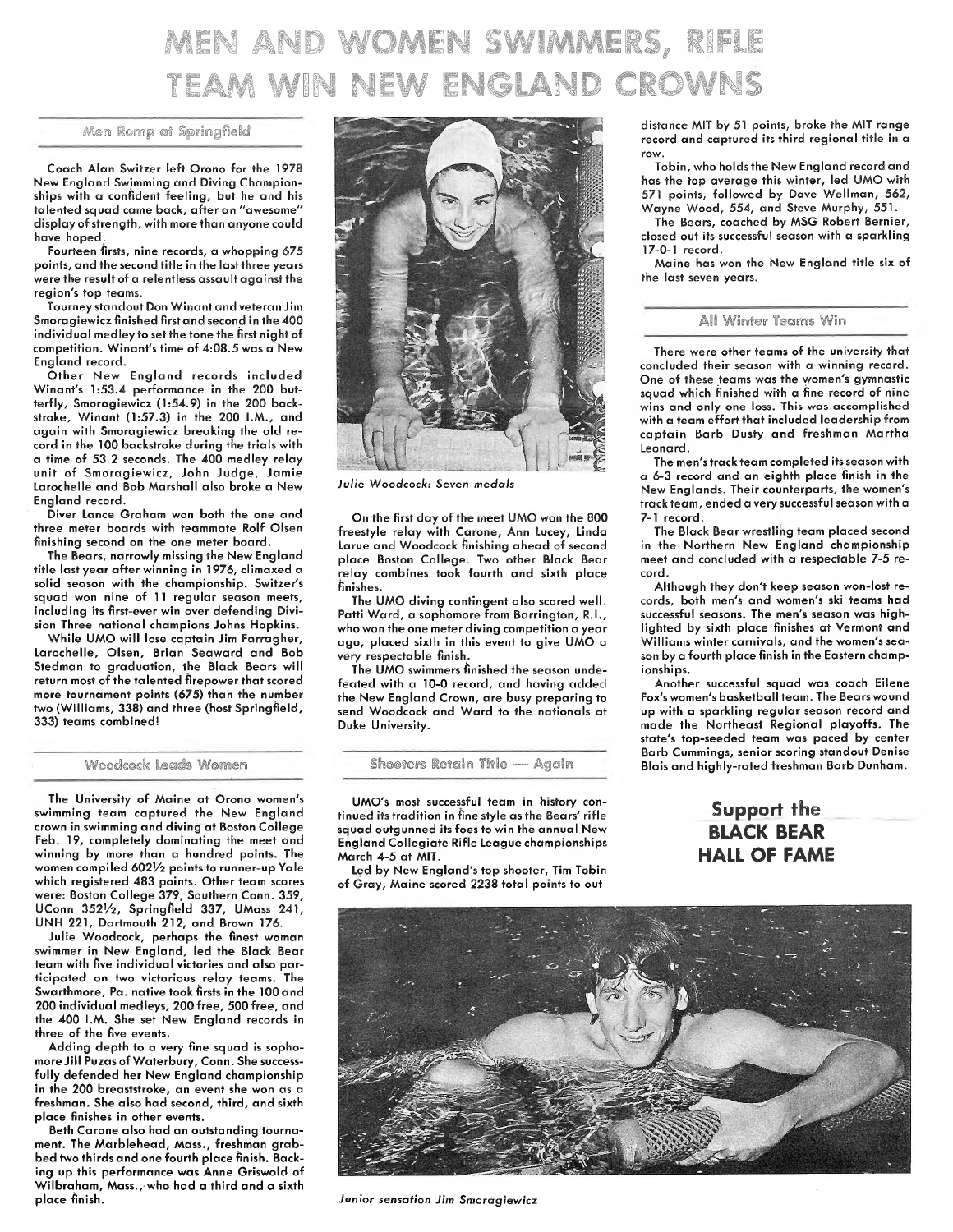# MEN AND WOMEN SWIMMERS, RIFLE TEAM WIN NEW ENGLAND CROWNS

## Men Romp at Springfield

Coach Alan Switzer left Orono for the 1978 New England Swimming and Diving Championships with a confident feeling, but he and his talented squad came back, after an "awesome" display of strength, with more than anyone could have hoped.

Fourteen firsts, nine records, a whopping 675 points, and the second title in the last three years were the result of a relentless assault against the region's top teams.

Tourney standout Don Winant and veteran Jim Smoragiewicz finished first and second in the 400 individual medley to set the tone the first night of competition. Winant's time of 4:08.5 was a New England record.

Other New England records included Winant's 1:53.4 performance in the 200 butterfly, Smoragiewicz (1:54.9) in the 200 backstroke, Winant (1:57.3) in the 200 I.M., and again with Smoragiewicz breaking the old record in the 100 backstroke during the trials with a time of 53.2 seconds. The 400 medley relay unit of Smoragiewicz, John Judge, Jamie Larochelle and Bob Marshall also broke a New England record.

Diver Lance Graham won both the one and three meter boards with teammate Rolf Olsen finishing second on the one meter board.

The Bears, narrowly missing the New England title last year after winning in 1976, climaxed a solid season with the championship. Switzer's squad won nine of 11 regular season meets, including its first-ever win over defending Division Three national champions Johns Hopkins.

While UMO will lose captain Jim Farragher, Larochelle, Olsen, Brian Seaward and Bob Stedman to graduation, the Black Bears will return most of the talented firepower that scored more tournament points (675) than the number two (Williams, 338) and three (host Springfield, 333) teams combined!

## Woodcock Leads Women

The University of Maine at Orono women's swimming team captured the New England crown in swimming and diving at Boston College Feb. 19, completely dominating the meet and winning by more than a hundred points. The women compiled 602½ points to runner-up Yale which registered 483 points. Other team scores were: Boston College 379, Southern Conn. 359, UConn 352½, Springfield 337, UMass 241, UNH 221, Dartmouth 212, and Brown 176.

Julie Woodcock, perhaps the finest woman swimmer in New England, led the Black Bear team with five individual victories and also participated on two victorious relay teams. The Swarthmore, Pa. native took firsts in the 100 and 200 individual medleys, 200 free, 500 free, and the 400 I.M. She set New England records in three of the five events.

Adding depth to a very fine squad is sophomore Jill Puzas of Waterbury, Conn. She successfully defended her New England championship in the 200 breaststroke, an event she won as a freshman. She also had second, third, and sixth place finishes in other events.

Beth Carone also had an outstanding tournament. The Marblehead, Mass., freshman grabbed two thirds and one fourth place finish. Backing up this performance was Anne Griswold of Wilbraham, Mass., who had a third and a sixth place finish.

*Julie Woodcock: Seven medals*

On the first day of the meet UMO won the 800 freestyle relay with Carone, Ann Lucey, Linda Larue and Woodcock finishing ahead of second place Boston College. Two other Black Bear relay combines took fourth and sixth place finishes.

The UMO diving contingent also scored well. Patti Ward, a sophomore from Barrington, R.I., who won the one meter diving competition a year ago, placed sixth in this event to give UMO a very respectable finish.

The UMO swimmers finished the season undefeated with a 10-0 record, and having added the New England Crown, are busy preparing to send Woodcock and Ward to the nationals at Duke University.

## Shooters Retain Title — Again

UMO's most successful team in history continued its tradition in fine style as the Bears' rifle squad outgunned its foes to win the annual New England Collegiate Rifle League championships March 4-5 at MIT.

Led by New England's top shooter, Tim Tobin of Gray, Maine scored 2238 total points to outdistance MIT by 51 points, broke the MIT range record and captured its third regional title in a row.

Tobin, who holds the New England record and has the top average this winter, led UMO with 571 points, followed by Dave Wellman, 562, Wayne Wood, 554, and Steve Murphy, 551.

The Bears, coached by MSG Robert Bernier, closed out its successful season with a sparkling 17-0-1 record.

Maine has won the New England title six of the last seven years.

## All Winter Teams Win

There were other teams of the university that concluded their season with a winning record. One of these teams was the women's gymnastic squad which finished with a fine record of nine wins and only one loss. This was accomplished with a team effort that included leadership from captain Barb Dusty and freshman Martha Leonard.

The men's track team completed its season with a 6-3 record and an eighth place finish in the New Englands. Their counterparts, the women's track team, ended a very successful season with a 7-1 record.

The Black Bear wrestling team placed second in the Northern New England championship meet and concluded with a respectable 7-5 record.

Although they don't keep season won-lost records, both men's and women's ski teams had successful seasons. The men's season was highlighted by sixth place finishes at Vermont and Williams winter carnivals, and the women's season by a fourth place finish in the Eastern championships.

Another successful squad was coach Eilene Fox's women's basketball team. The Bears wound up with a sparkling regular season record and made the Northeast Regional playoffs. The state's top-seeded team was paced by center Barb Cummings, senior scoring standout Denise Blais and highly-rated freshman Barb Dunham.

**Support the BLACK BEAR HALL OF FAME**

*Junior sensation Jim Smoragiewicz*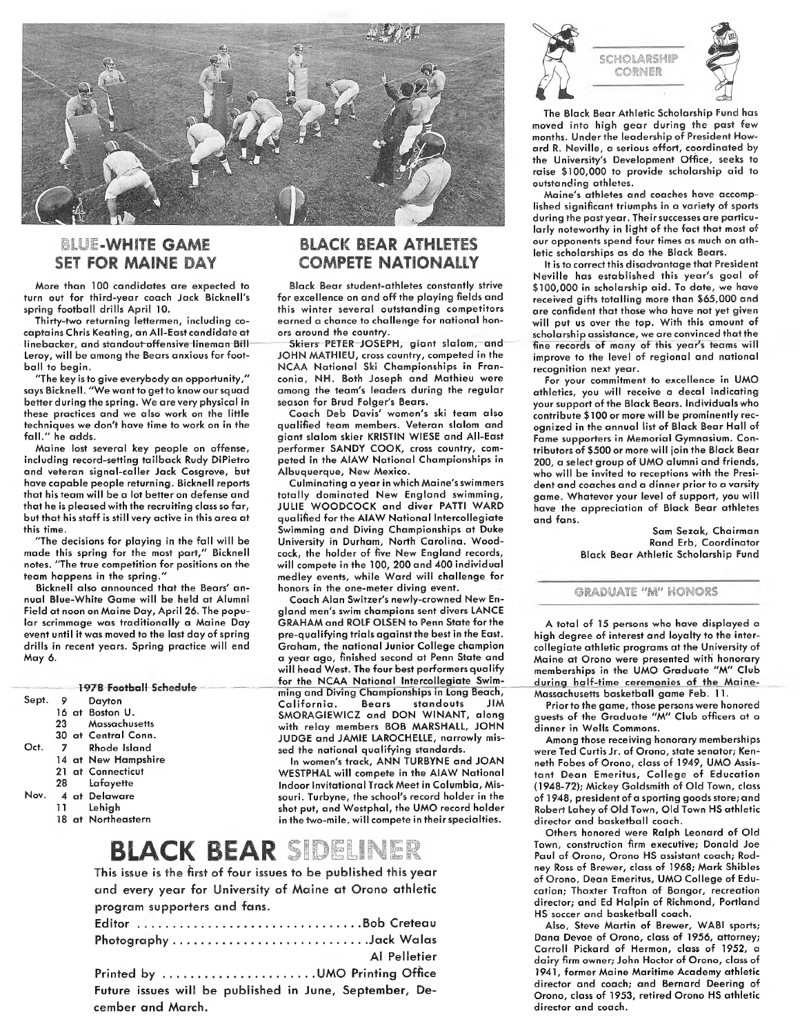## BLUE-WHITE GAME SET FOR MAINE DAY

More than 100 candidates are expected to turn out for third-year coach Jack Bicknell's spring football drills April 10.

Thirty-two returning lettermen, including co-captains Chris Keating, an All-East candidate at linebacker, and standout offensive lineman Bill Leroy, will be among the Bears anxious for football to begin.

"The key is to give everybody an opportunity," says Bicknell. "We want to get to know our squad better during the spring. We are very physical in these practices and we also work on the little techniques we don't have time to work on in the fall," he adds.

Maine lost several key people on offense, including record-setting tailback Rudy DiPietro and veteran signal-caller Jack Cosgrove, but have capable people returning. Bicknell reports that his team will be a lot better on defense and that he is pleased with the recruiting class so far, but that his staff is still very active in this area at this time.

"The decisions for playing in the fall will be made this spring for the most part," Bicknell notes. "The true competition for positions on the team happens in the spring."

Bicknell also announced that the Bears' annual Blue-White Game will be held at Alumni Field at noon on Maine Day, April 26. The popular scrimmage was traditionally a Maine Day event until it was moved to the last day of spring drills in recent years. Spring practice will end May 6.

### 1978 Football Schedule

| | | |
|---|---|---|
| Sept. | 9 | Dayton |
| | 16 | at Boston U. |
| | 23 | Massachusetts |
| | 30 | at Central Conn. |
| Oct. | 7 | Rhode Island |
| | 14 | at New Hampshire |
| | 21 | at Connecticut |
| | 28 | Lafayette |
| Nov. | 4 | at Delaware |
| | 11 | Lehigh |
| | 18 | at Northeastern |

## BLACK BEAR ATHLETES COMPETE NATIONALLY

Black Bear student-athletes constantly strive for excellence on and off the playing fields and this winter several outstanding competitors earned a chance to challenge for national honors around the country.

Skiers PETER JOSEPH, giant slalom, and JOHN MATHIEU, cross country, competed in the NCAA National Ski Championships in Franconia, NH. Both Joseph and Mathieu were among the team's leaders during the regular season for Brud Folger's Bears.

Coach Deb Davis' women's ski team also qualified team members. Veteran slalom and giant slalom skier KRISTIN WIESE and All-East performer SANDY COOK, cross country, competed in the AIAW National Championships in Albuquerque, New Mexico.

Culminating a year in which Maine's swimmers totally dominated New England swimming, JULIE WOODCOCK and diver PATTI WARD qualified for the AIAW National Intercollegiate Swimming and Diving Championships at Duke University in Durham, North Carolina. Woodcock, the holder of five New England records, will compete in the 100, 200 and 400 individual medley events, while Ward will challenge for honors in the one-meter diving event.

Coach Alan Switzer's newly-crowned New England men's swim champions sent divers LANCE GRAHAM and ROLF OLSEN to Penn State for the pre-qualifying trials against the best in the East. Graham, the national Junior College champion a year ago, finished second at Penn State and will head West. The four best performers qualify for the NCAA National Intercollegiate Swimming and Diving Championships in Long Beach, California. Bears standouts JIM SMORAGIEWICZ and DON WINANT, along with relay members BOB MARSHALL, JOHN JUDGE and JAMIE LAROCHELLE, narrowly missed the national qualifying standards.

In women's track, ANN TURBYNE and JOAN WESTPHAL will compete in the AIAW National Indoor Invitational Track Meet in Columbia, Missouri. Turbyne, the school's record holder in the shot put, and Westphal, the UMO record holder in the two-mile, will compete in their specialties.

# BLACK BEAR SIDELINER

This issue is the first of four issues to be published this year and every year for University of Maine at Orono athletic program supporters and fans.

Editor .......... Bob Creteau
Photography .......... Jack Walas
Al Pelletier
Printed by .......... UMO Printing Office

Future issues will be published in June, September, December and March.

## SCHOLARSHIP CORNER

The Black Bear Athletic Scholarship Fund has moved into high gear during the past few months. Under the leadership of President Howard R. Neville, a serious effort, coordinated by the University's Development Office, seeks to raise $100,000 to provide scholarship aid to outstanding athletes.

Maine's athletes and coaches have accomplished significant triumphs in a variety of sports during the past year. Their successes are particularly noteworthy in light of the fact that most of our opponents spend four times as much on athletic scholarships as do the Black Bears.

It is to correct this disadvantage that President Neville has established this year's goal of $100,000 in scholarship aid. To date, we have received gifts totalling more than $65,000 and are confident that those who have not yet given will put us over the top. With this amount of scholarship assistance, we are convinced that the fine records of many of this year's teams will improve to the level of regional and national recognition next year.

For your commitment to excellence in UMO athletics, you will receive a decal indicating your support of the Black Bears. Individuals who contribute $100 or more will be prominently recognized in the annual list of Black Bear Hall of Fame supporters in Memorial Gymnasium. Contributors of $500 or more will join the Black Bear 200, a select group of UMO alumni and friends, who will be invited to receptions with the President and coaches and a dinner prior to a varsity game. Whatever your level of support, you will have the appreciation of Black Bear athletes and fans.

Sam Sezak, Chairman
Rand Erb, Coordinator
Black Bear Athletic Scholarship Fund

## GRADUATE "M" HONORS

A total of 15 persons who have displayed a high degree of interest and loyalty to the intercollegiate athletic programs at the University of Maine at Orono were presented with honorary memberships in the UMO Graduate "M" Club during half-time ceremonies of the Maine-Massachusetts basketball game Feb. 11.

Prior to the game, those persons were honored guests of the Graduate "M" Club officers at a dinner in Wells Commons.

Among those receiving honorary memberships were Ted Curtis Jr. of Orono, state senator; Kenneth Fobes of Orono, class of 1949, UMO Assistant Dean Emeritus, College of Education (1948-72); Mickey Goldsmith of Old Town, class of 1948, president of a sporting goods store; and Robert Lahey of Old Town, Old Town HS athletic director and basketball coach.

Others honored were Ralph Leonard of Old Town, construction firm executive; Donald Joe Paul of Orono, Orono HS assistant coach; Rodney Ross of Brewer, class of 1968; Mark Shibles of Orono, Dean Emeritus, UMO College of Education; Thaxter Trafton of Bangor, recreation director; and Ed Halpin of Richmond, Portland HS soccer and basketball coach.

Also, Steve Martin of Brewer, WABI sports; Dana Devoe of Orono, class of 1956, attorney; Carroll Pickard of Hermon, class of 1952, a dairy firm owner; John Hoctor of Orono, class of 1941, former Maine Maritime Academy athletic director and coach; and Bernard Deering of Orono, class of 1953, retired Orono HS athletic director and coach.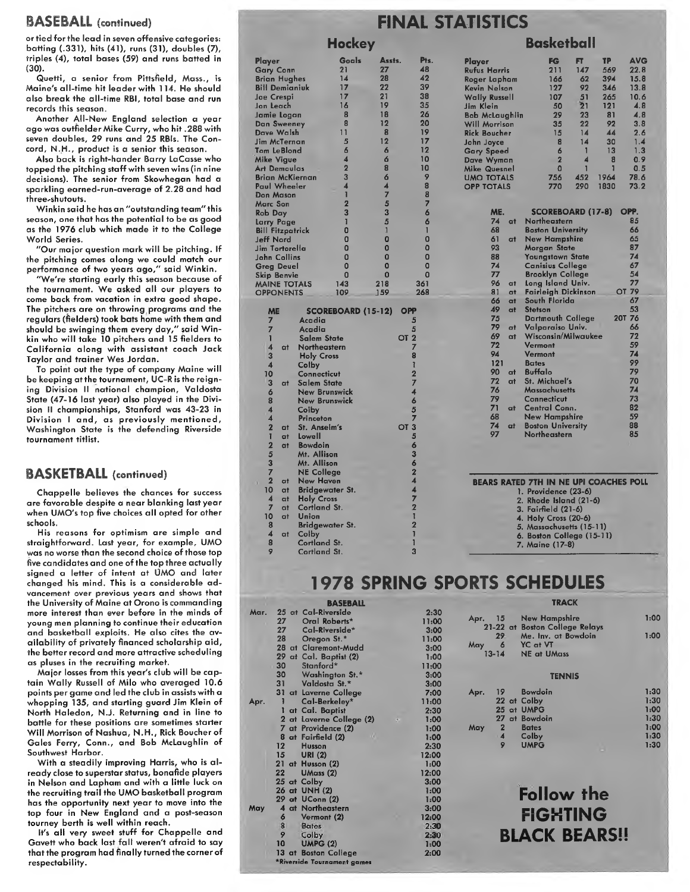## BASEBALL (continued)

or tied for the lead in seven offensive categories: batting (.331), hits (41), runs (31), doubles (7), triples (4), total bases (59) and runs batted in (30).

Quetti, a senior from Pittsfield, Mass., is Maine's all-time hit leader with 114. He should also break the all-time RBI, total base and run records this season.

Another All-New England selection a year ago was outfielder Mike Curry, who hit .288 with seven doubles, 29 runs and 25 RBIs. The Concord, N.H., product is a senior this season.

Also back is right-hander Barry LaCasse who topped the pitching staff with seven wins (in nine decisions). The senior from Skowhegan had a sparkling earned-run-average of 2.28 and had three-shutouts.

Winkin said he has an "outstanding team" this season, one that has the potential to be as good as the 1976 club which made it to the College World Series.

"Our major question mark will be pitching. If the pitching comes along we could match our performance of two years ago," said Winkin.

"We're starting early this season because of the tournament. We asked all our players to come back from vacation in extra good shape. The pitchers are on throwing programs and the regulars (fielders) took bats home with them and should be swinging them every day," said Winkin who will take 10 pitchers and 15 fielders to California along with assistant coach Jack Taylor and trainer Wes Jordan.

To point out the type of company Maine will be keeping at the tournament, UC-R is the reigning Division II national champion, Valdosta State (47-16 last year) also played in the Division II championships, Stanford was 43-23 in Division I and, as previously mentioned, Washington State is the defending Riverside tournament titlist.

## BASKETBALL (continued)

Chappelle believes the chances for success are favorable despite a near blanking last year when UMO's top five choices all opted for other schools.

His reasons for optimism are simple and straightforward. Last year, for example, UMO was no worse than the second choice of those top five candidates and one of the top three actually signed a letter of intent at UMO and later changed his mind. This is a considerable advancement over previous years and shows that the University of Maine at Orono is commanding more interest than ever before in the minds of young men planning to continue their education and basketball exploits. He also cites the availability of privately financed scholarship aid, the better record and more attractive scheduling as pluses in the recruiting market.

Major losses from this year's club will be captain Wally Russell of Milo who averaged 10.6 points per game and led the club in assists with a whopping 135, and starting guard Jim Klein of North Haledon, N.J. Returning and in line to battle for these positions are sometimes starter Will Morrison of Nashua, N.H., Rick Boucher of Gales Ferry, Conn., and Bob McLaughlin of Southwest Harbor.

With a steadily improving Harris, who is already close to superstar status, bonafide players in Nelson and Lapham and with a little luck on the recruiting trail the UMO basketball program has the opportunity next year to move into the top four in New England and a post-season tourney berth is well within reach.

It's all very sweet stuff for Chappelle and Gavett who back last fall weren't afraid to say that the program had finally turned the corner of respectability.

# FINAL STATISTICS

## Hockey

| Player | Goals | Assts. | Pts. |
|---|---|---|---|
| Gary Conn | 21 | 27 | 48 |
| Brian Hughes | 14 | 28 | 42 |
| Bill Demianiuk | 17 | 22 | 39 |
| Joe Crespi | 17 | 21 | 38 |
| Jon Leach | 16 | 19 | 35 |
| Jamie Logan | 8 | 18 | 26 |
| Dan Sweeney | 8 | 12 | 20 |
| Dave Walsh | 11 | 8 | 19 |
| Jim McTernan | 5 | 12 | 17 |
| Tom LeBlond | 6 | 6 | 12 |
| Mike Vigue | 4 | 6 | 10 |
| Art Demoulas | 2 | 8 | 10 |
| Brian McKiernan | 3 | 6 | 9 |
| Paul Wheeler | 4 | 4 | 8 |
| Don Mason | 1 | 7 | 8 |
| Marc Son | 2 | 5 | 7 |
| Rob Day | 3 | 3 | 6 |
| Larry Page | 1 | 5 | 6 |
| Bill Fitzpatrick | 0 | 1 | 1 |
| Jeff Nord | 0 | 0 | 0 |
| Jim Tortorella | 0 | 0 | 0 |
| John Collins | 0 | 0 | 0 |
| Greg Deuel | 0 | 0 | 0 |
| Skip Benvie | 0 | 0 | 0 |
| MAINE TOTALS | 143 | 218 | 361 |
| OPPONENTS | 109 | 159 | 268 |

| ME | | SCOREBOARD (15-12) | OPP |
|---|---|---|---|
| 7 | | Acadia | 5 |
| 7 | | Acadia | 5 |
| 1 | | Salem State | OT 2 |
| 4 | at | Northeastern | 7 |
| 3 | | Holy Cross | 8 |
| 4 | | Colby | 1 |
| 10 | | Connecticut | 2 |
| 3 | at | Salem State | 7 |
| 6 | | New Brunswick | 4 |
| 8 | | New Brunswick | 6 |
| 4 | | Colby | 5 |
| 4 | | Princeton | 7 |
| 2 | at | St. Anselm's | OT 3 |
| 1 | at | Lowell | 5 |
| 2 | at | Bowdoin | 6 |
| 5 | | Mt. Allison | 3 |
| 3 | | Mt. Allison | 6 |
| 7 | | NE College | 2 |
| 2 | at | New Haven | 4 |
| 10 | at | Bridgewater St. | 4 |
| 4 | at | Holy Cross | 7 |
| 7 | at | Cortland St. | 2 |
| 10 | at | Union | 1 |
| 8 | | Bridgewater St. | 2 |
| 4 | at | Colby | 1 |
| 8 | | Cortland St. | 1 |
| 9 | | Cortland St. | 3 |

## Basketball

| Player | FG | FT | TP | AVG |
|---|---|---|---|---|
| Rufus Harris | 211 | 147 | 569 | 22.8 |
| Roger Lapham | 166 | 62 | 394 | 15.8 |
| Kevin Nelson | 127 | 92 | 346 | 13.8 |
| Wally Russell | 107 | 51 | 265 | 10.6 |
| Jim Klein | 50 | 21 | 121 | 4.8 |
| Bob McLaughlin | 29 | 23 | 81 | 4.8 |
| Will Morrison | 35 | 22 | 92 | 3.8 |
| Rick Boucher | 15 | 14 | 44 | 2.6 |
| John Joyce | 8 | 14 | 30 | 1.4 |
| Gary Speed | 6 | 1 | 13 | 1.3 |
| Dave Wyman | 2 | 4 | 8 | 0.9 |
| Mike Quesnel | 0 | 1 | 1 | 0.5 |
| UMO TOTALS | 756 | 452 | 1964 | 78.6 |
| OPP TOTALS | 770 | 290 | 1830 | 73.2 |

| ME. | | SCOREBOARD (17-8) | OPP. |
|---|---|---|---|
| 74 | at | Northeastern | 85 |
| 68 | | Boston University | 66 |
| 61 | at | New Hampshire | 65 |
| 93 | | Morgan State | 87 |
| 88 | | Youngstown State | 74 |
| 74 | | Canisius College | 67 |
| 77 | | Brooklyn College | 54 |
| 96 | at | Long Island Univ. | 77 |
| 81 | at | Fairleigh Dickinson | OT 79 |
| 66 | at | South Florida | 67 |
| 49 | at | Stetson | 53 |
| 75 | | Dartmouth College | 2OT 76 |
| 79 | at | Valparaiso Univ. | 66 |
| 69 | at | Wisconsin/Milwaukee | 72 |
| 72 | | Vermont | 59 |
| 94 | | Vermont | 74 |
| 121 | | Bates | 99 |
| 90 | at | Buffalo | 79 |
| 72 | at | St. Michael's | 70 |
| 76 | | Massachusetts | 74 |
| 79 | | Connecticut | 73 |
| 71 | at | Central Conn. | 82 |
| 68 | | New Hampshire | 59 |
| 74 | at | Boston University | 88 |
| 97 | | Northeastern | 85 |

**BEARS RATED 7TH IN NE UPI COACHES POLL**

1. Providence (23-6)
2. Rhode Island (21-6)
3. Fairfield (21-6)
4. Holy Cross (20-6)
5. Massachusetts (15-11)
6. Boston College (15-11)
7. Maine (17-8)

# 1978 SPRING SPORTS SCHEDULES

### BASEBALL

| | | | |
|---|---|---|---|
| Mar. | 25 | at Cal-Riverside | 2:30 |
| | 27 | Oral Roberts* | 11:00 |
| | 27 | Cal-Riverside* | 3:00 |
| | 28 | Oregon St.* | 11:00 |
| | 28 | at Claremont-Mudd | 3:00 |
| | 29 | at Cal. Baptist (2) | 1:00 |
| | 30 | Stanford* | 11:00 |
| | 30 | Washington St.* | 3:00 |
| | 31 | Valdosta St.* | 3:00 |
| | 31 | at Laverne College | 7:00 |
| Apr. | 1 | Cal-Berkeley* | 11:00 |
| | 1 | at Cal. Baptist | 2:30 |
| | 2 | at Laverne College (2) | 1:00 |
| | 7 | at Providence (2) | 1:00 |
| | 8 | at Fairfield (2) | 1:00 |
| | 12 | Husson | 2:30 |
| | 15 | URI (2) | 12:00 |
| | 21 | at Husson (2) | 1:00 |
| | 22 | UMass (2) | 12:00 |
| | 25 | at Colby | 3:00 |
| | 26 | at UNH (2) | 1:00 |
| | 29 | at UConn (2) | 1:00 |
| May | 4 | at Northeastern | 3:00 |
| | 6 | Vermont (2) | 12:00 |
| | 8 | Bates | 2:30 |
| | 9 | Colby | 2:30 |
| | 10 | UMPG (2) | 1:00 |
| | 13 | at Boston College | 2:00 |

*Riverside Tournament games

### TRACK

| | | | |
|---|---|---|---|
| Apr. | 15 | New Hampshire | 1:00 |
| | 21-22 | at Boston College Relays | |
| | 29 | Me. Inv. at Bowdoin | 1:00 |
| May | 6 | YC at VT | |
| | 13-14 | NE at UMass | |

### TENNIS

| | | | |
|---|---|---|---|
| Apr. | 19 | Bowdoin | 1:30 |
| | 22 | at Colby | 1:30 |
| | 25 | at UMPG | 1:00 |
| | 27 | at Bowdoin | 1:30 |
| May | 2 | Bates | 1:00 |
| | 4 | Colby | 1:30 |
| | 9 | UMPG | 1:30 |

**Follow the FIGHTING BLACK BEARS!!**